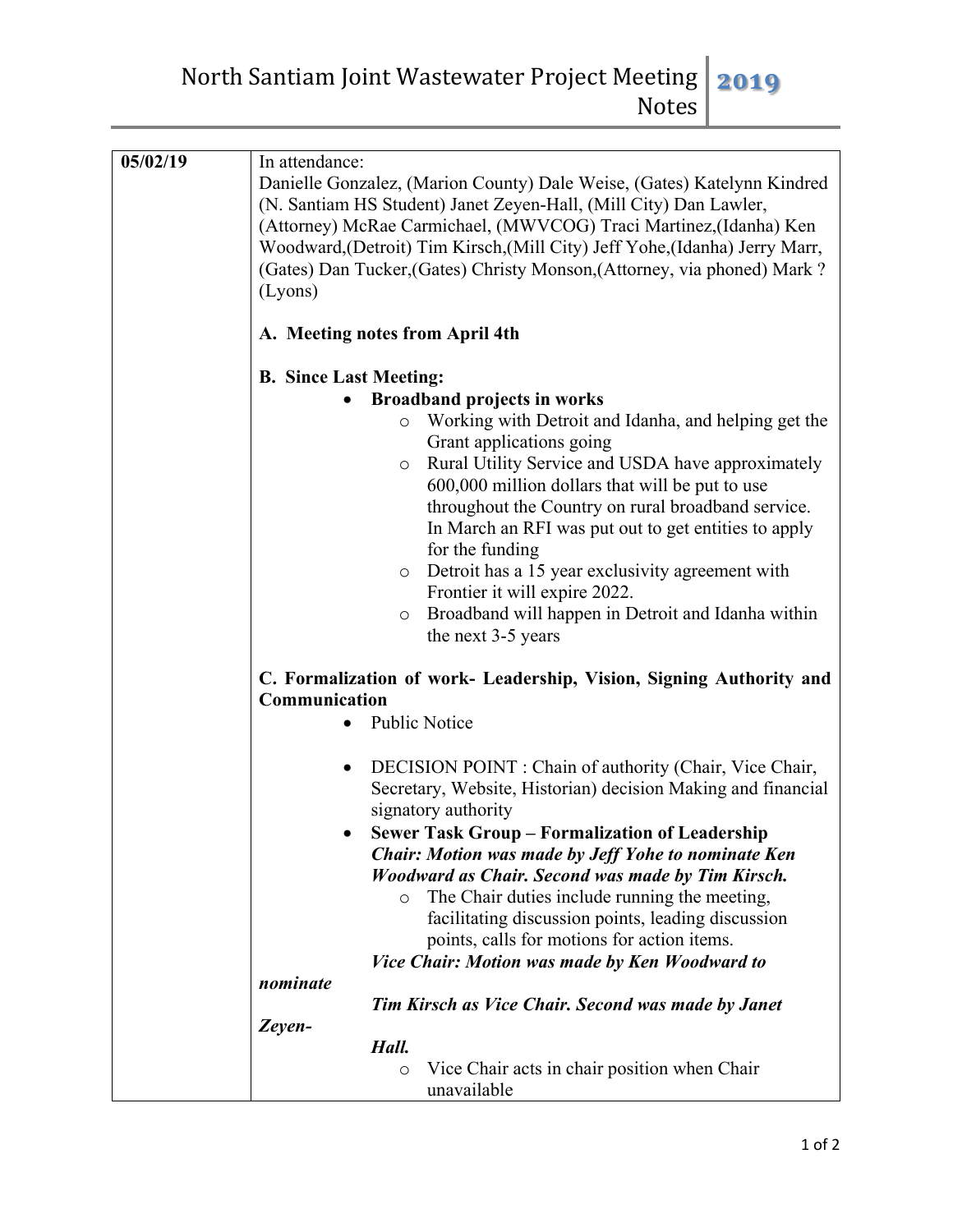# North Santiam Joint Wastewater Project Meeting Notes 2019

| | |
|---|---|
| **05/02/19** | In attendance:<br>Danielle Gonzalez, (Marion County) Dale Weise, (Gates) Katelynn Kindred (N. Santiam HS Student) Janet Zeyen-Hall, (Mill City) Dan Lawler, (Attorney) McRae Carmichael, (MWVCOG) Traci Martinez,(Idanha) Ken Woodward,(Detroit) Tim Kirsch,(Mill City) Jeff Yohe,(Idanha) Jerry Marr, (Gates) Dan Tucker,(Gates) Christy Monson,(Attorney, via phoned) Mark ? (Lyons)<br><br>**A. Meeting notes from April 4th**<br><br>**B. Since Last Meeting:**<br>• **Broadband projects in works**<br>&nbsp;&nbsp;o Working with Detroit and Idanha, and helping get the Grant applications going<br>&nbsp;&nbsp;o Rural Utility Service and USDA have approximately 600,000 million dollars that will be put to use throughout the Country on rural broadband service. In March an RFI was put out to get entities to apply for the funding<br>&nbsp;&nbsp;o Detroit has a 15 year exclusivity agreement with Frontier it will expire 2022.<br>&nbsp;&nbsp;o Broadband will happen in Detroit and Idanha within the next 3-5 years<br><br>**C. Formalization of work- Leadership, Vision, Signing Authority and Communication**<br>• Public Notice<br><br>• DECISION POINT : Chain of authority (Chair, Vice Chair, Secretary, Website, Historian) decision Making and financial signatory authority<br>• **Sewer Task Group – Formalization of Leadership**<br>***Chair: Motion was made by Jeff Yohe to nominate Ken Woodward as Chair. Second was made by Tim Kirsch.***<br>&nbsp;&nbsp;o The Chair duties include running the meeting, facilitating discussion points, leading discussion points, calls for motions for action items.<br>***Vice Chair: Motion was made by Ken Woodward to nominate Tim Kirsch as Vice Chair. Second was made by Janet Zeyen-Hall.***<br>&nbsp;&nbsp;o Vice Chair acts in chair position when Chair unavailable |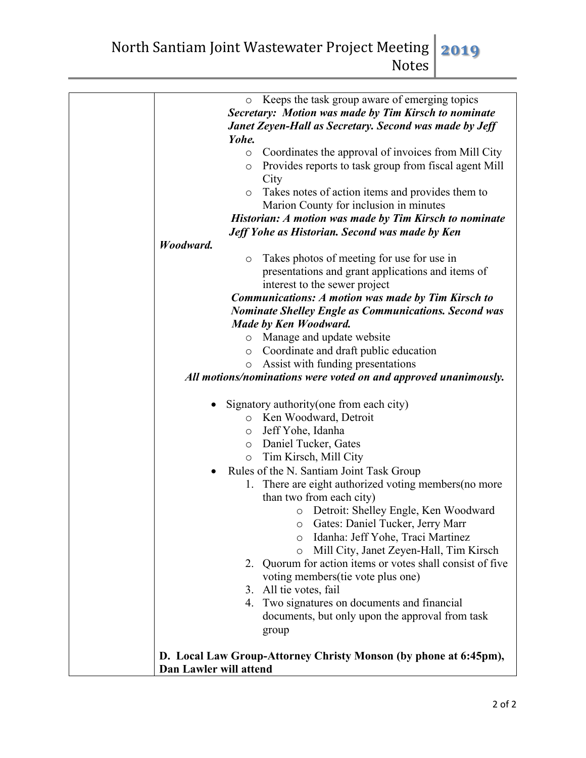- Keeps the task group aware of emerging topics

***Secretary: Motion was made by Tim Kirsch to nominate Janet Zeyen-Hall as Secretary. Second was made by Jeff Yohe.***

- Coordinates the approval of invoices from Mill City
- Provides reports to task group from fiscal agent Mill City
- Takes notes of action items and provides them to Marion County for inclusion in minutes

***Historian: A motion was made by Tim Kirsch to nominate Jeff Yohe as Historian. Second was made by Ken Woodward.***

- Takes photos of meeting for use for use in presentations and grant applications and items of interest to the sewer project

***Communications: A motion was made by Tim Kirsch to Nominate Shelley Engle as Communications. Second was Made by Ken Woodward.***

- Manage and update website
- Coordinate and draft public education
- Assist with funding presentations

***All motions/nominations were voted on and approved unanimously.***

- Signatory authority(one from each city)
  - Ken Woodward, Detroit
  - Jeff Yohe, Idanha
  - Daniel Tucker, Gates
  - Tim Kirsch, Mill City
- Rules of the N. Santiam Joint Task Group
  1. There are eight authorized voting members(no more than two from each city)
     - Detroit: Shelley Engle, Ken Woodward
     - Gates: Daniel Tucker, Jerry Marr
     - Idanha: Jeff Yohe, Traci Martinez
     - Mill City, Janet Zeyen-Hall, Tim Kirsch
  2. Quorum for action items or votes shall consist of five voting members(tie vote plus one)
  3. All tie votes, fail
  4. Two signatures on documents and financial documents, but only upon the approval from task group

**D. Local Law Group-Attorney Christy Monson (by phone at 6:45pm), Dan Lawler will attend**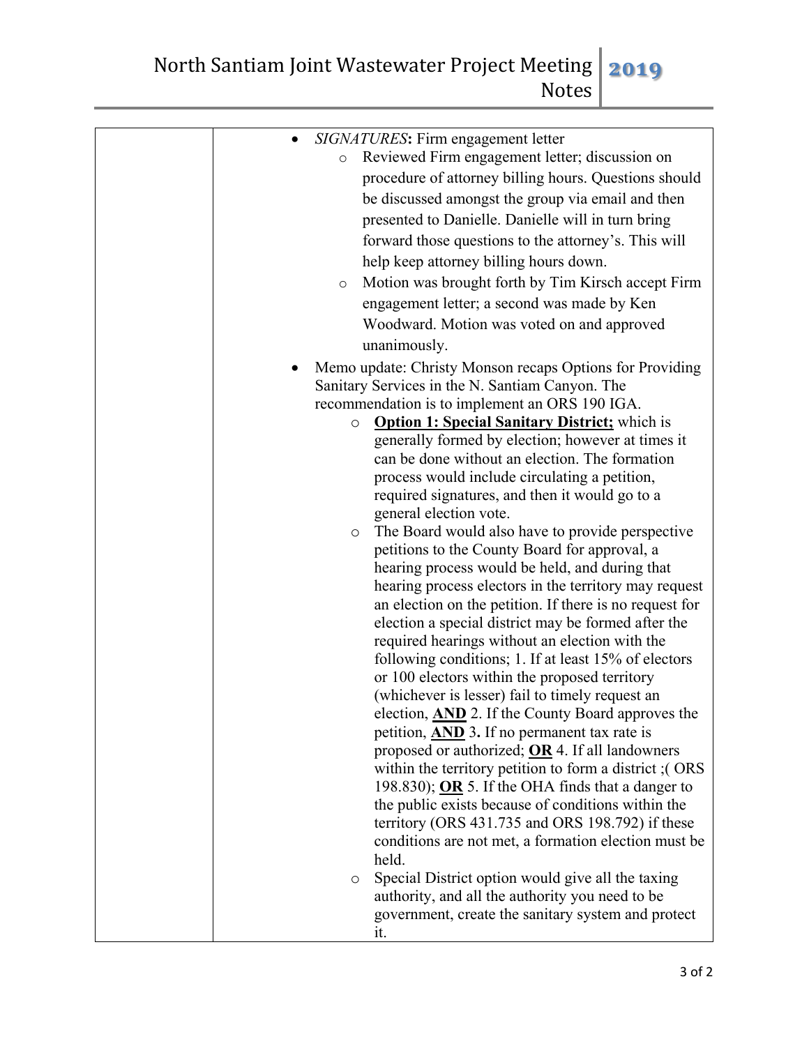| | |
|---|---|
| | - *SIGNATURES***:** Firm engagement letter<br>  - Reviewed Firm engagement letter; discussion on procedure of attorney billing hours. Questions should be discussed amongst the group via email and then presented to Danielle. Danielle will in turn bring forward those questions to the attorney's. This will help keep attorney billing hours down.<br>  - Motion was brought forth by Tim Kirsch accept Firm engagement letter; a second was made by Ken Woodward. Motion was voted on and approved unanimously.<br>- Memo update: Christy Monson recaps Options for Providing Sanitary Services in the N. Santiam Canyon. The recommendation is to implement an ORS 190 IGA.<br>  - **<u>Option 1: Special Sanitary District;</u>** which is generally formed by election; however at times it can be done without an election. The formation process would include circulating a petition, required signatures, and then it would go to a general election vote.<br>  - The Board would also have to provide perspective petitions to the County Board for approval, a hearing process would be held, and during that hearing process electors in the territory may request an election on the petition. If there is no request for election a special district may be formed after the required hearings without an election with the following conditions; 1. If at least 15% of electors or 100 electors within the proposed territory (whichever is lesser) fail to timely request an election, **<u>AND</u>** 2. If the County Board approves the petition, **<u>AND</u>** 3**.** If no permanent tax rate is proposed or authorized; **<u>OR</u>** 4. If all landowners within the territory petition to form a district ;( ORS 198.830); **<u>OR</u>** 5. If the OHA finds that a danger to the public exists because of conditions within the territory (ORS 431.735 and ORS 198.792) if these conditions are not met, a formation election must be held.<br>  - Special District option would give all the taxing authority, and all the authority you need to be government, create the sanitary system and protect it. |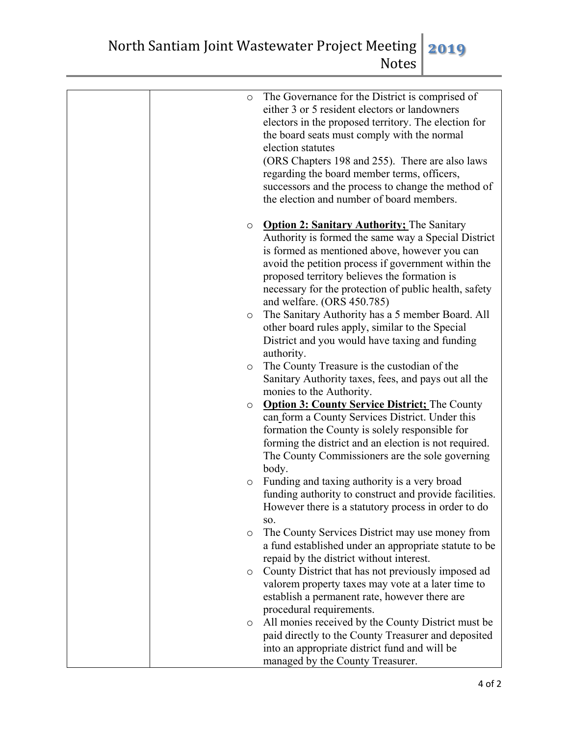| | | |
|---|---|---|
| | | ○ The Governance for the District is comprised of either 3 or 5 resident electors or landowners electors in the proposed territory. The election for the board seats must comply with the normal election statutes (ORS Chapters 198 and 255). There are also laws regarding the board member terms, officers, successors and the process to change the method of the election and number of board members.<br><br>○ **Option 2: Sanitary Authority;** The Sanitary Authority is formed the same way a Special District is formed as mentioned above, however you can avoid the petition process if government within the proposed territory believes the formation is necessary for the protection of public health, safety and welfare. (ORS 450.785)<br>○ The Sanitary Authority has a 5 member Board. All other board rules apply, similar to the Special District and you would have taxing and funding authority.<br>○ The County Treasure is the custodian of the Sanitary Authority taxes, fees, and pays out all the monies to the Authority.<br>○ **Option 3: County Service District;** The County can form a County Services District. Under this formation the County is solely responsible for forming the district and an election is not required. The County Commissioners are the sole governing body.<br>○ Funding and taxing authority is a very broad funding authority to construct and provide facilities. However there is a statutory process in order to do so.<br>○ The County Services District may use money from a fund established under an appropriate statute to be repaid by the district without interest.<br>○ County District that has not previously imposed ad valorem property taxes may vote at a later time to establish a permanent rate, however there are procedural requirements.<br>○ All monies received by the County District must be paid directly to the County Treasurer and deposited into an appropriate district fund and will be managed by the County Treasurer. |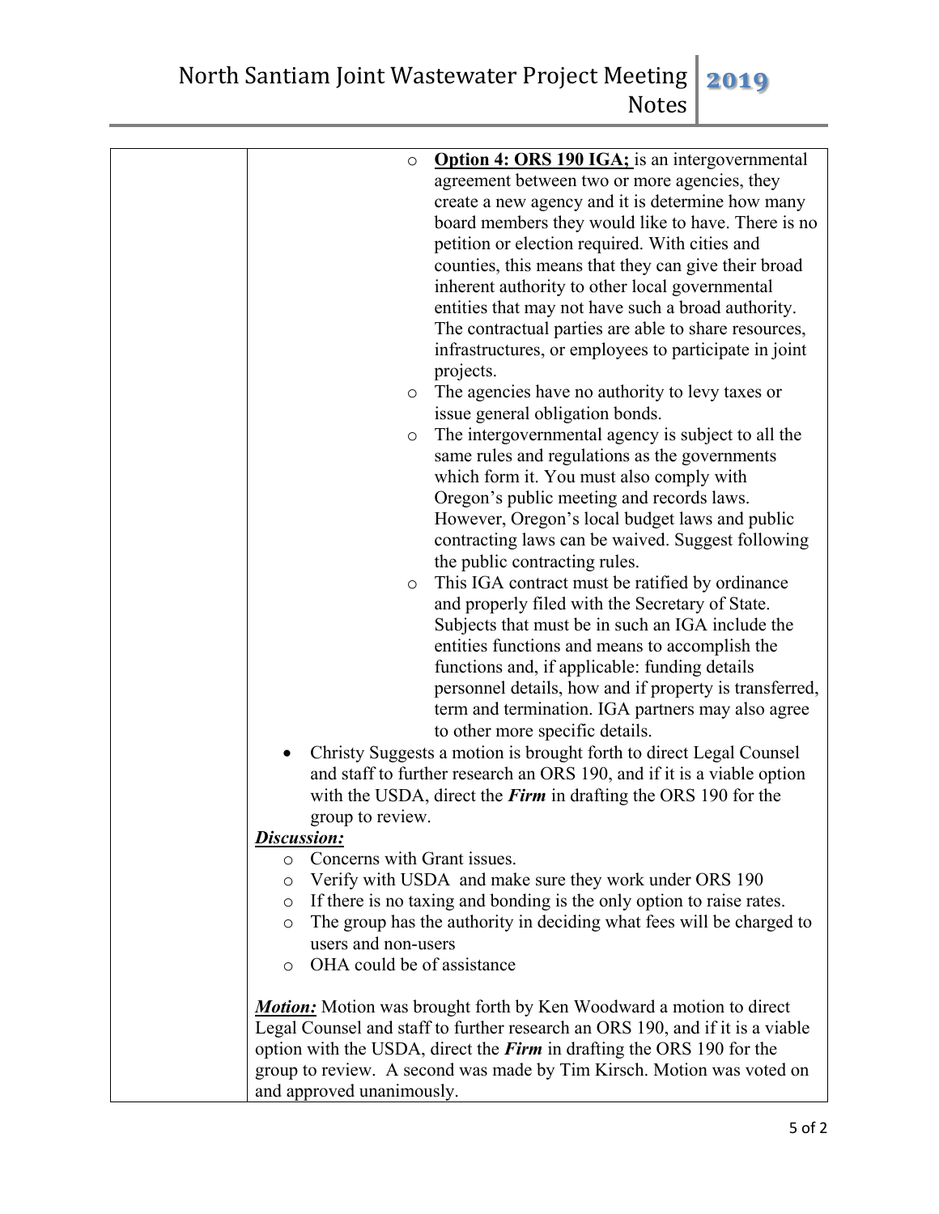- **Option 4: ORS 190 IGA;** is an intergovernmental agreement between two or more agencies, they create a new agency and it is determine how many board members they would like to have. There is no petition or election required. With cities and counties, this means that they can give their broad inherent authority to other local governmental entities that may not have such a broad authority. The contractual parties are able to share resources, infrastructures, or employees to participate in joint projects.
- The agencies have no authority to levy taxes or issue general obligation bonds.
- The intergovernmental agency is subject to all the same rules and regulations as the governments which form it. You must also comply with Oregon's public meeting and records laws. However, Oregon's local budget laws and public contracting laws can be waived. Suggest following the public contracting rules.
- This IGA contract must be ratified by ordinance and properly filed with the Secretary of State. Subjects that must be in such an IGA include the entities functions and means to accomplish the functions and, if applicable: funding details personnel details, how and if property is transferred, term and termination. IGA partners may also agree to other more specific details.

- Christy Suggests a motion is brought forth to direct Legal Counsel and staff to further research an ORS 190, and if it is a viable option with the USDA, direct the ***Firm*** in drafting the ORS 190 for the group to review.

***Discussion:***

- Concerns with Grant issues.
- Verify with USDA and make sure they work under ORS 190
- If there is no taxing and bonding is the only option to raise rates.
- The group has the authority in deciding what fees will be charged to users and non-users
- OHA could be of assistance

***Motion:*** Motion was brought forth by Ken Woodward a motion to direct Legal Counsel and staff to further research an ORS 190, and if it is a viable option with the USDA, direct the ***Firm*** in drafting the ORS 190 for the group to review. A second was made by Tim Kirsch. Motion was voted on and approved unanimously.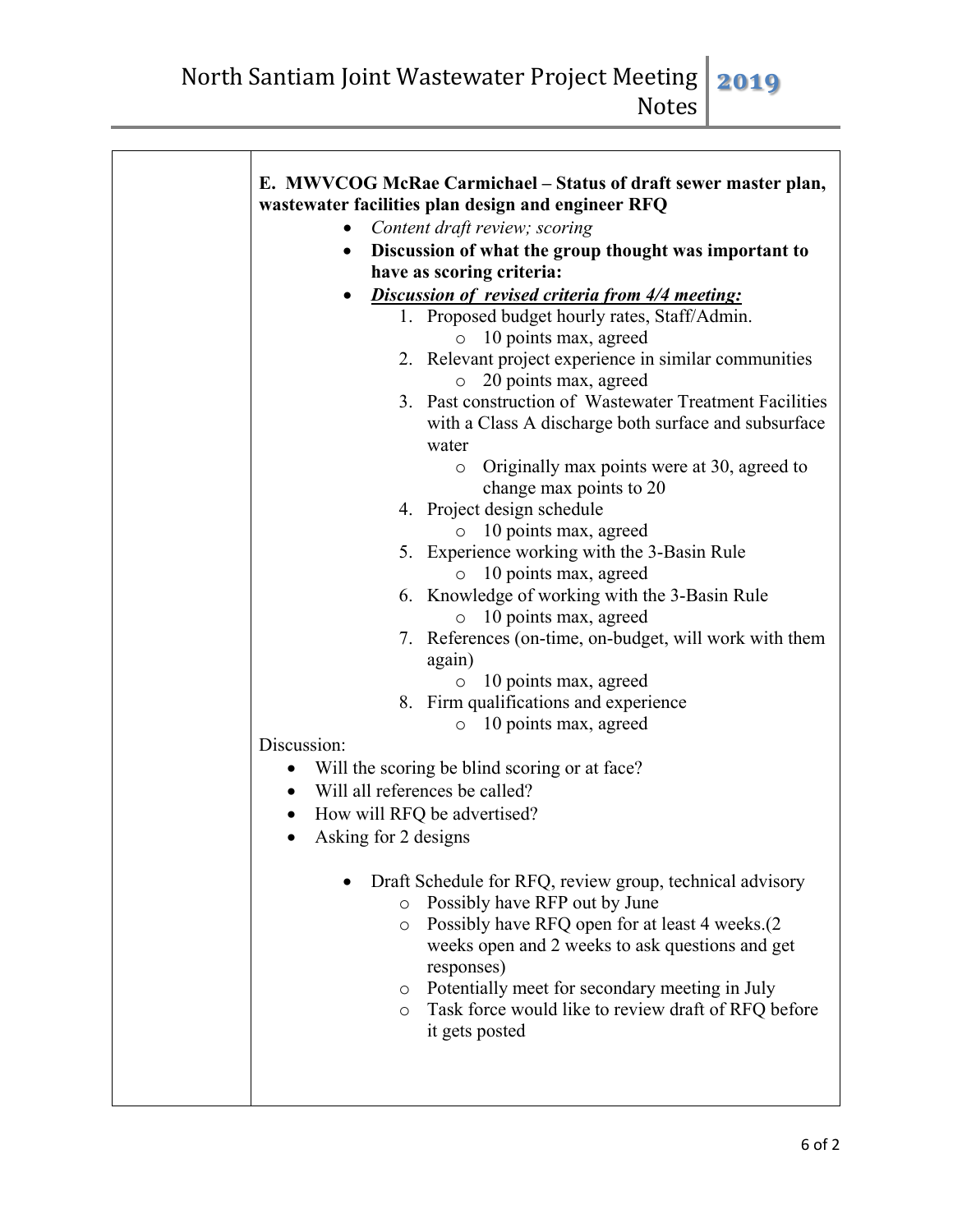**E. MWVCOG McRae Carmichael – Status of draft sewer master plan, wastewater facilities plan design and engineer RFQ**

- *Content draft review; scoring*
- **Discussion of what the group thought was important to have as scoring criteria:**
- ***Discussion of revised criteria from 4/4 meeting:***
  1. Proposed budget hourly rates, Staff/Admin.
     - 10 points max, agreed
  2. Relevant project experience in similar communities
     - 20 points max, agreed
  3. Past construction of Wastewater Treatment Facilities with a Class A discharge both surface and subsurface water
     - Originally max points were at 30, agreed to change max points to 20
  4. Project design schedule
     - 10 points max, agreed
  5. Experience working with the 3-Basin Rule
     - 10 points max, agreed
  6. Knowledge of working with the 3-Basin Rule
     - 10 points max, agreed
  7. References (on-time, on-budget, will work with them again)
     - 10 points max, agreed
  8. Firm qualifications and experience
     - 10 points max, agreed

Discussion:

- Will the scoring be blind scoring or at face?
- Will all references be called?
- How will RFQ be advertised?
- Asking for 2 designs

- Draft Schedule for RFQ, review group, technical advisory
  - Possibly have RFP out by June
  - Possibly have RFQ open for at least 4 weeks.(2 weeks open and 2 weeks to ask questions and get responses)
  - Potentially meet for secondary meeting in July
  - Task force would like to review draft of RFQ before it gets posted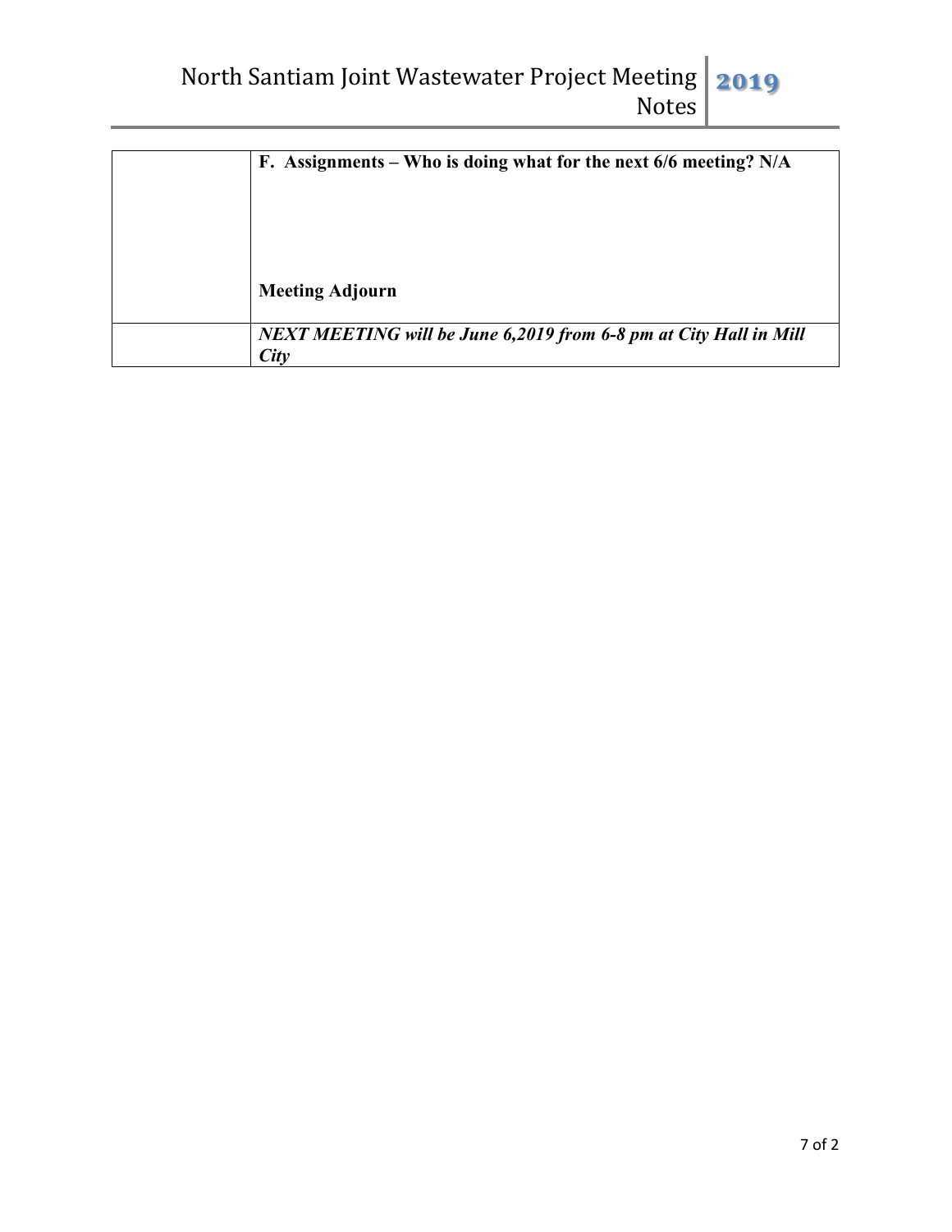| | |
|---|---|
| | **F. Assignments – Who is doing what for the next 6/6 meeting? N/A**<br><br><br><br>**Meeting Adjourn** |
| | ***NEXT MEETING will be June 6,2019 from 6-8 pm at City Hall in Mill City*** |